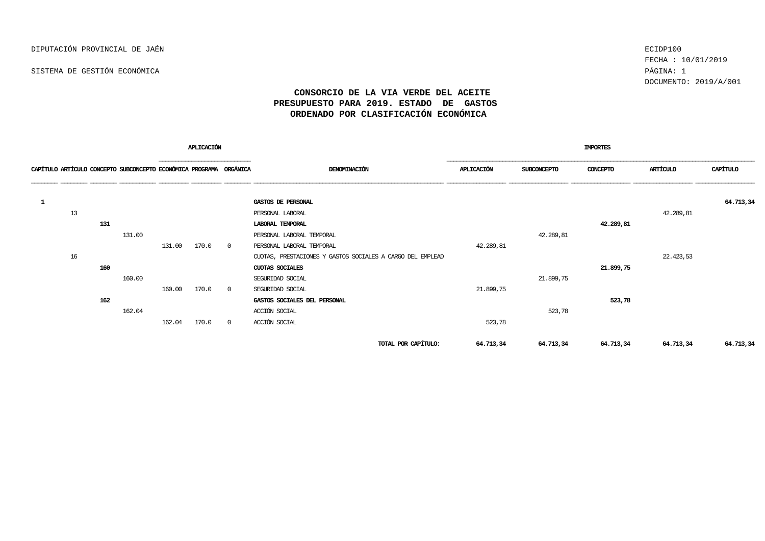DIPUTACIÓN PROVINCIAL DE JAÉN

SISTEMA DE GESTIÓN ECONÓMICA

ECIDP100
FECHA : 10/01/2019
DOCUMENTO: 2019/A/001

# CONSORCIO DE LA VIA VERDE DEL ACEITE
## PRESUPUESTO PARA 2019. ESTADO DE GASTOS
## ORDENADO POR CLASIFICACIÓN ECONÓMICA

| CAPÍTULO | ARTÍCULO | CONCEPTO | SUBCONCEPTO | APLICACIÓN ECONÓMICA | APLICACIÓN PROGRAMA | APLICACIÓN ORGÁNICA | DENOMINACIÓN | IMPORTES APLICACIÓN | IMPORTES SUBCONCEPTO | IMPORTES CONCEPTO | IMPORTES ARTÍCULO | IMPORTES CAPÍTULO |
|---|---|---|---|---|---|---|---|---|---|---|---|---|
| **1** | | | | | | | **GASTOS DE PERSONAL** | | | | | **64.713,34** |
| | 13 | | | | | | PERSONAL LABORAL | | | | 42.289,81 | |
| | | **131** | | | | | **LABORAL TEMPORAL** | | | **42.289,81** | | |
| | | | 131.00 | | | | PERSONAL LABORAL TEMPORAL | | 42.289,81 | | | |
| | | | | 131.00 | 170.0 | 0 | PERSONAL LABORAL TEMPORAL | 42.289,81 | | | | |
| | 16 | | | | | | CUOTAS, PRESTACIONES Y GASTOS SOCIALES A CARGO DEL EMPLEAD | | | | 22.423,53 | |
| | | **160** | | | | | **CUOTAS SOCIALES** | | | **21.899,75** | | |
| | | | 160.00 | | | | SEGURIDAD SOCIAL | | 21.899,75 | | | |
| | | | | 160.00 | 170.0 | 0 | SEGURIDAD SOCIAL | 21.899,75 | | | | |
| | | **162** | | | | | **GASTOS SOCIALES DEL PERSONAL** | | | **523,78** | | |
| | | | 162.04 | | | | ACCIÓN SOCIAL | | 523,78 | | | |
| | | | | 162.04 | 170.0 | 0 | ACCIÓN SOCIAL | 523,78 | | | | |
| | | | | | | | **TOTAL POR CAPÍTULO:** | **64.713,34** | **64.713,34** | **64.713,34** | **64.713,34** | **64.713,34** |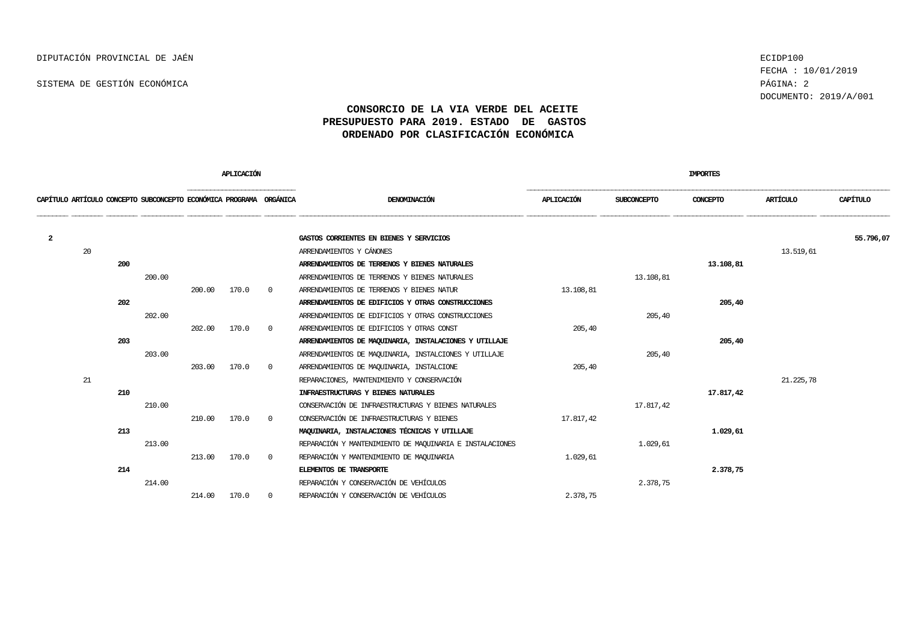DIPUTACIÓN PROVINCIAL DE JAÉN

SISTEMA DE GESTIÓN ECONÓMICA

ECIDP100
FECHA : 10/01/2019
DOCUMENTO: 2019/A/001

## CONSORCIO DE LA VIA VERDE DEL ACEITE
## PRESUPUESTO PARA 2019. ESTADO DE GASTOS
## ORDENADO POR CLASIFICACIÓN ECONÓMICA

| APLICACIÓN | | | | | | | | IMPORTES | | | | |
|---|---|---|---|---|---|---|---|---|---|---|---|---|
| CAPÍTULO | ARTÍCULO | CONCEPTO | SUBCONCEPTO | ECONÓMICA | PROGRAMA | ORGÁNICA | DENOMINACIÓN | APLICACIÓN | SUBCONCEPTO | CONCEPTO | ARTÍCULO | CAPÍTULO |
| **2** | | | | | | | **GASTOS CORRIENTES EN BIENES Y SERVICIOS** | | | | | **55.796,07** |
| | 20 | | | | | | ARRENDAMIENTOS Y CÁNONES | | | | 13.519,61 | |
| | | **200** | | | | | **ARRENDAMIENTOS DE TERRENOS Y BIENES NATURALES** | | | **13.108,81** | | |
| | | | 200.00 | | | | ARRENDAMIENTOS DE TERRENOS Y BIENES NATURALES | | 13.108,81 | | | |
| | | | | 200.00 | 170.0 | 0 | ARRENDAMIENTOS DE TERRENOS Y BIENES NATUR | 13.108,81 | | | | |
| | | **202** | | | | | **ARRENDAMIENTOS DE EDIFICIOS Y OTRAS CONSTRUCCIONES** | | | **205,40** | | |
| | | | 202.00 | | | | ARRENDAMIENTOS DE EDIFICIOS Y OTRAS CONSTRUCCIONES | | 205,40 | | | |
| | | | | 202.00 | 170.0 | 0 | ARRENDAMIENTOS DE EDIFICIOS Y OTRAS CONST | 205,40 | | | | |
| | | **203** | | | | | **ARRENDAMIENTOS DE MAQUINARIA, INSTALACIONES Y UTILLAJE** | | | **205,40** | | |
| | | | 203.00 | | | | ARRENDAMIENTOS DE MAQUINARIA, INSTALCIONES Y UTILLAJE | | 205,40 | | | |
| | | | | 203.00 | 170.0 | 0 | ARRENDAMIENTOS DE MAQUINARIA, INSTALCIONE | 205,40 | | | | |
| | 21 | | | | | | REPARACIONES, MANTENIMIENTO Y CONSERVACIÓN | | | | 21.225,78 | |
| | | **210** | | | | | **INFRAESTRUCTURAS Y BIENES NATURALES** | | | **17.817,42** | | |
| | | | 210.00 | | | | CONSERVACIÓN DE INFRAESTRUCTURAS Y BIENES NATURALES | | 17.817,42 | | | |
| | | | | 210.00 | 170.0 | 0 | CONSERVACIÓN DE INFRAESTRUCTURAS Y BIENES | 17.817,42 | | | | |
| | | **213** | | | | | **MAQUINARIA, INSTALACIONES TÉCNICAS Y UTILLAJE** | | | **1.029,61** | | |
| | | | 213.00 | | | | REPARACIÓN Y MANTENIMIENTO DE MAQUINARIA E INSTALACIONES | | 1.029,61 | | | |
| | | | | 213.00 | 170.0 | 0 | REPARACIÓN Y MANTENIMIENTO DE MAQUINARIA | 1.029,61 | | | | |
| | | **214** | | | | | **ELEMENTOS DE TRANSPORTE** | | | **2.378,75** | | |
| | | | 214.00 | | | | REPARACIÓN Y CONSERVACIÓN DE VEHÍCULOS | | 2.378,75 | | | |
| | | | | 214.00 | 170.0 | 0 | REPARACIÓN Y CONSERVACIÓN DE VEHÍCULOS | 2.378,75 | | | | |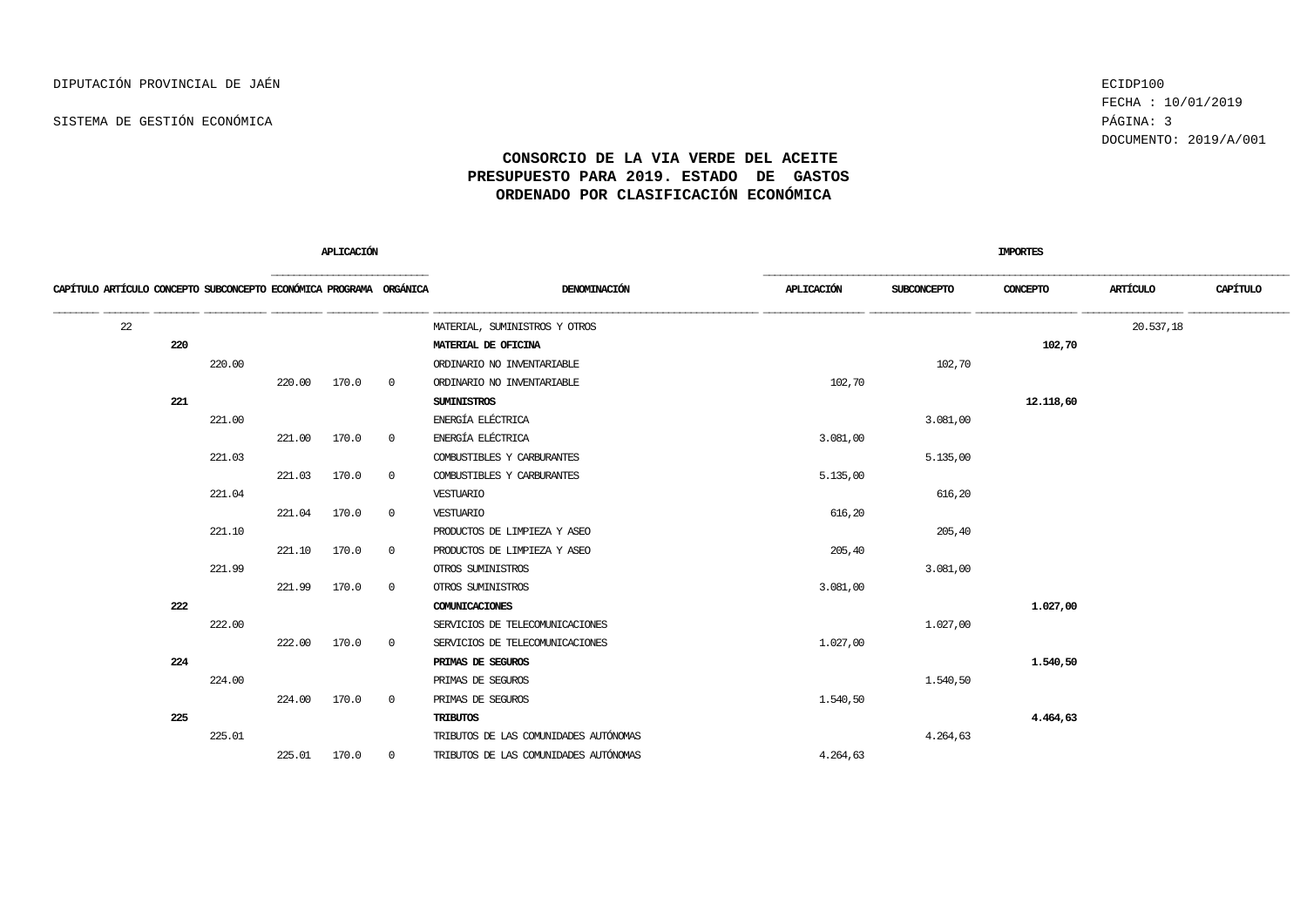DIPUTACIÓN PROVINCIAL DE JAÉN

SISTEMA DE GESTIÓN ECONÓMICA

ECIDP100
FECHA : 10/01/2019
DOCUMENTO: 2019/A/001

# CONSORCIO DE LA VIA VERDE DEL ACEITE
## PRESUPUESTO PARA 2019. ESTADO DE GASTOS
## ORDENADO POR CLASIFICACIÓN ECONÓMICA

| APLICACIÓN | | | | | | | | IMPORTES | | | | |
|---|---|---|---|---|---|---|---|---|---|---|---|---|
| CAPÍTULO | ARTÍCULO | CONCEPTO | SUBCONCEPTO | ECONÓMICA | PROGRAMA | ORGÁNICA | DENOMINACIÓN | APLICACIÓN | SUBCONCEPTO | CONCEPTO | ARTÍCULO | CAPÍTULO |
| | 22 | | | | | | MATERIAL, SUMINISTROS Y OTROS | | | | 20.537,18 | |
| | | **220** | | | | | **MATERIAL DE OFICINA** | | | **102,70** | | |
| | | | 220.00 | | | | ORDINARIO NO INVENTARIABLE | | 102,70 | | | |
| | | | | 220.00 | 170.0 | 0 | ORDINARIO NO INVENTARIABLE | 102,70 | | | | |
| | | **221** | | | | | **SUMINISTROS** | | | **12.118,60** | | |
| | | | 221.00 | | | | ENERGÍA ELÉCTRICA | | 3.081,00 | | | |
| | | | | 221.00 | 170.0 | 0 | ENERGÍA ELÉCTRICA | 3.081,00 | | | | |
| | | | 221.03 | | | | COMBUSTIBLES Y CARBURANTES | | 5.135,00 | | | |
| | | | | 221.03 | 170.0 | 0 | COMBUSTIBLES Y CARBURANTES | 5.135,00 | | | | |
| | | | 221.04 | | | | VESTUARIO | | 616,20 | | | |
| | | | | 221.04 | 170.0 | 0 | VESTUARIO | 616,20 | | | | |
| | | | 221.10 | | | | PRODUCTOS DE LIMPIEZA Y ASEO | | 205,40 | | | |
| | | | | 221.10 | 170.0 | 0 | PRODUCTOS DE LIMPIEZA Y ASEO | 205,40 | | | | |
| | | | 221.99 | | | | OTROS SUMINISTROS | | 3.081,00 | | | |
| | | | | 221.99 | 170.0 | 0 | OTROS SUMINISTROS | 3.081,00 | | | | |
| | | **222** | | | | | **COMUNICACIONES** | | | **1.027,00** | | |
| | | | 222.00 | | | | SERVICIOS DE TELECOMUNICACIONES | | 1.027,00 | | | |
| | | | | 222.00 | 170.0 | 0 | SERVICIOS DE TELECOMUNICACIONES | 1.027,00 | | | | |
| | | **224** | | | | | **PRIMAS DE SEGUROS** | | | **1.540,50** | | |
| | | | 224.00 | | | | PRIMAS DE SEGUROS | | 1.540,50 | | | |
| | | | | 224.00 | 170.0 | 0 | PRIMAS DE SEGUROS | 1.540,50 | | | | |
| | | **225** | | | | | **TRIBUTOS** | | | **4.464,63** | | |
| | | | 225.01 | | | | TRIBUTOS DE LAS COMUNIDADES AUTÓNOMAS | | 4.264,63 | | | |
| | | | | 225.01 | 170.0 | 0 | TRIBUTOS DE LAS COMUNIDADES AUTÓNOMAS | 4.264,63 | | | | |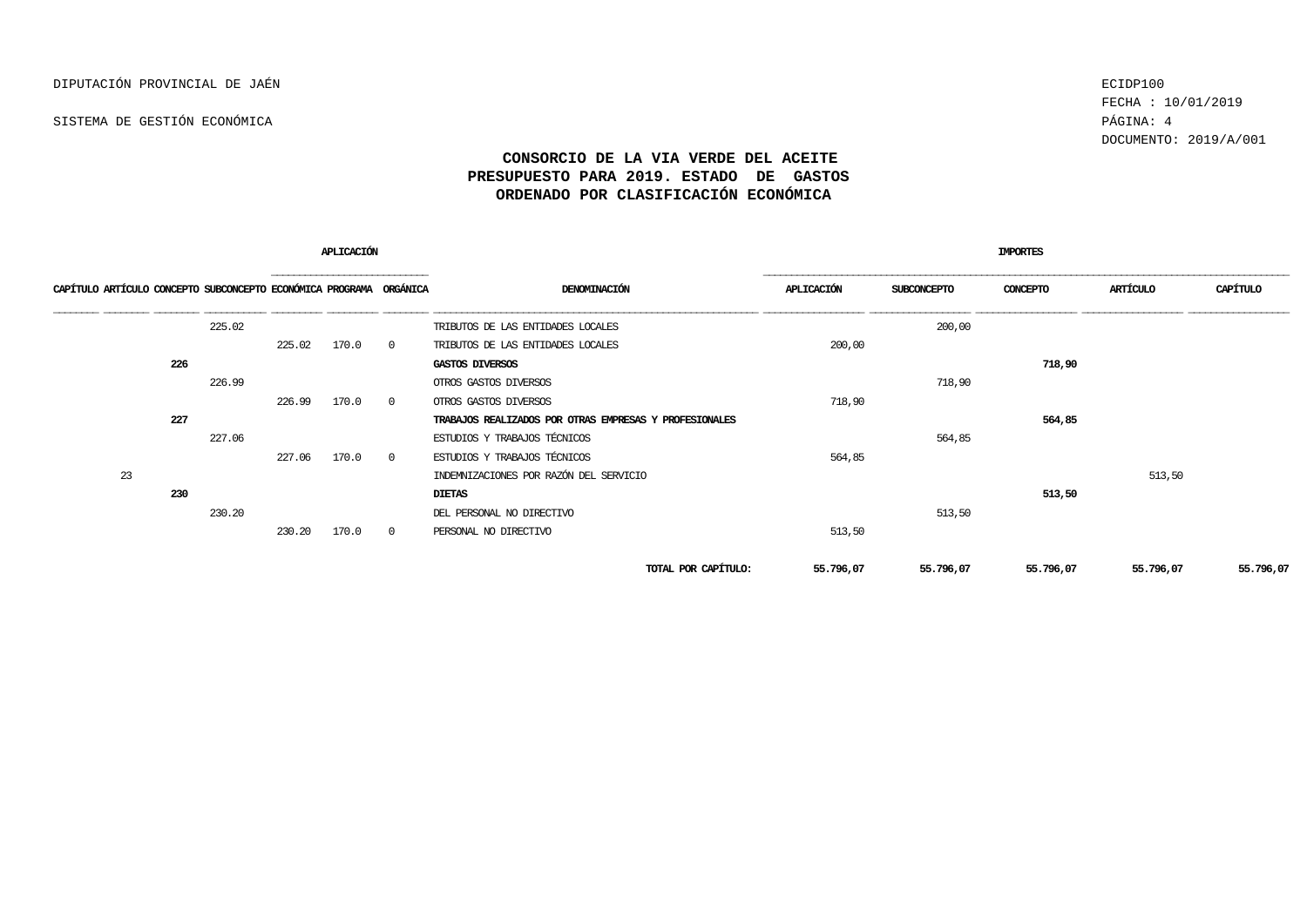DIPUTACIÓN PROVINCIAL DE JAÉN

SISTEMA DE GESTIÓN ECONÓMICA

ECIDP100
FECHA : 10/01/2019
DOCUMENTO: 2019/A/001

# CONSORCIO DE LA VIA VERDE DEL ACEITE
## PRESUPUESTO PARA 2019. ESTADO DE GASTOS
## ORDENADO POR CLASIFICACIÓN ECONÓMICA

| APLICACIÓN | | | | | | | | IMPORTES | | | | |
|---|---|---|---|---|---|---|---|---|---|---|---|---|
| CAPÍTULO | ARTÍCULO | CONCEPTO | SUBCONCEPTO | ECONÓMICA | PROGRAMA | ORGÁNICA | DENOMINACIÓN | APLICACIÓN | SUBCONCEPTO | CONCEPTO | ARTÍCULO | CAPÍTULO |
| | | | 225.02 | | | | TRIBUTOS DE LAS ENTIDADES LOCALES | | 200,00 | | | |
| | | | | 225.02 | 170.0 | 0 | TRIBUTOS DE LAS ENTIDADES LOCALES | 200,00 | | | | |
| | | **226** | | | | | **GASTOS DIVERSOS** | | | **718,90** | | |
| | | | 226.99 | | | | OTROS GASTOS DIVERSOS | | 718,90 | | | |
| | | | | 226.99 | 170.0 | 0 | OTROS GASTOS DIVERSOS | 718,90 | | | | |
| | | **227** | | | | | **TRABAJOS REALIZADOS POR OTRAS EMPRESAS Y PROFESIONALES** | | | **564,85** | | |
| | | | 227.06 | | | | ESTUDIOS Y TRABAJOS TÉCNICOS | | 564,85 | | | |
| | | | | 227.06 | 170.0 | 0 | ESTUDIOS Y TRABAJOS TÉCNICOS | 564,85 | | | | |
| | 23 | | | | | | INDEMNIZACIONES POR RAZÓN DEL SERVICIO | | | | 513,50 | |
| | | **230** | | | | | **DIETAS** | | | **513,50** | | |
| | | | 230.20 | | | | DEL PERSONAL NO DIRECTIVO | | 513,50 | | | |
| | | | | 230.20 | 170.0 | 0 | PERSONAL NO DIRECTIVO | 513,50 | | | | |
| | | | | | | | **TOTAL POR CAPÍTULO:** | **55.796,07** | **55.796,07** | **55.796,07** | **55.796,07** | **55.796,07** |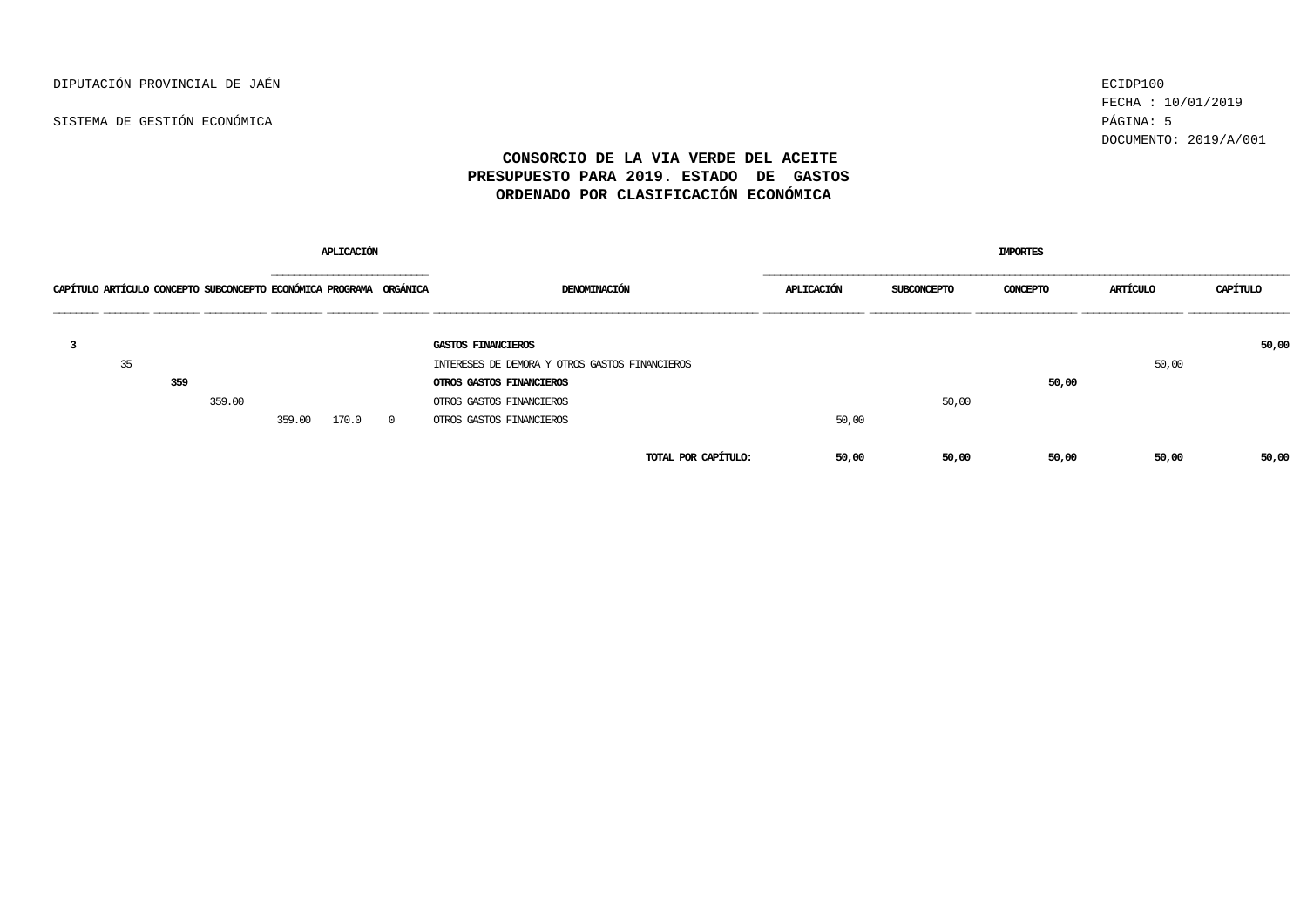DIPUTACIÓN PROVINCIAL DE JAÉN

SISTEMA DE GESTIÓN ECONÓMICA

ECIDP100
FECHA : 10/01/2019
DOCUMENTO: 2019/A/001

## CONSORCIO DE LA VIA VERDE DEL ACEITE
## PRESUPUESTO PARA 2019. ESTADO DE GASTOS
## ORDENADO POR CLASIFICACIÓN ECONÓMICA

| | | | | APLICACIÓN | | | | IMPORTES | | | | |
|---|---|---|---|---|---|---|---|---|---|---|---|---|
| CAPÍTULO | ARTÍCULO | CONCEPTO | SUBCONCEPTO | ECONÓMICA | PROGRAMA | ORGÁNICA | DENOMINACIÓN | APLICACIÓN | SUBCONCEPTO | CONCEPTO | ARTÍCULO | CAPÍTULO |
| **3** | | | | | | | **GASTOS FINANCIEROS** | | | | | **50,00** |
| | 35 | | | | | | INTERESES DE DEMORA Y OTROS GASTOS FINANCIEROS | | | | 50,00 | |
| | | **359** | | | | | **OTROS GASTOS FINANCIEROS** | | | **50,00** | | |
| | | | 359.00 | | | | OTROS GASTOS FINANCIEROS | | 50,00 | | | |
| | | | | 359.00 | 170.0 | 0 | OTROS GASTOS FINANCIEROS | 50,00 | | | | |
| | | | | | | | **TOTAL POR CAPÍTULO:** | **50,00** | **50,00** | **50,00** | **50,00** | **50,00** |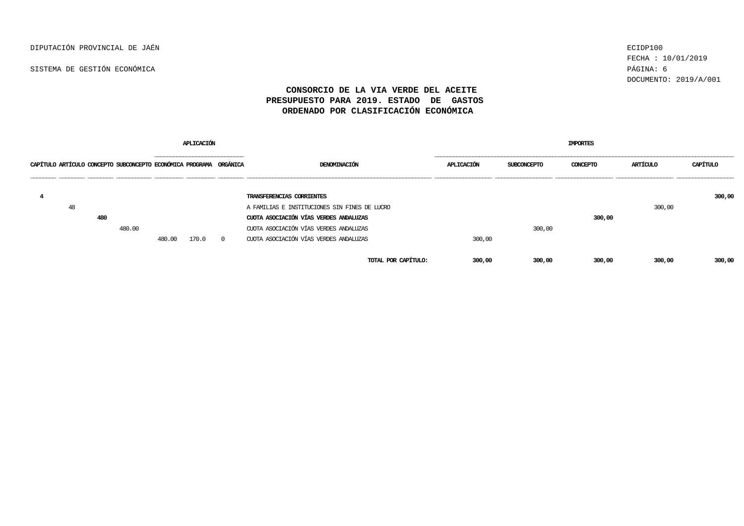# CONSORCIO DE LA VIA VERDE DEL ACEITE
## PRESUPUESTO PARA 2019. ESTADO DE GASTOS
## ORDENADO POR CLASIFICACIÓN ECONÓMICA

| CAPÍTULO | ARTÍCULO | CONCEPTO | SUBCONCEPTO | APLICACIÓN ECONÓMICA | APLICACIÓN PROGRAMA | APLICACIÓN ORGÁNICA | DENOMINACIÓN | IMPORTES APLICACIÓN | IMPORTES SUBCONCEPTO | IMPORTES CONCEPTO | IMPORTES ARTÍCULO | IMPORTES CAPÍTULO |
|---|---|---|---|---|---|---|---|---|---|---|---|---|
| **4** | | | | | | | **TRANSFERENCIAS CORRIENTES** | | | | | **300,00** |
| | 48 | | | | | | A FAMILIAS E INSTITUCIONES SIN FINES DE LUCRO | | | | 300,00 | |
| | | **480** | | | | | **CUOTA ASOCIACIÓN VÍAS VERDES ANDALUZAS** | | | **300,00** | | |
| | | | 480.00 | | | | CUOTA ASOCIACIÓN VÍAS VERDES ANDALUZAS | | 300,00 | | | |
| | | | | 480.00 | 170.0 | 0 | CUOTA ASOCIACIÓN VÍAS VERDES ANDALUZAS | 300,00 | | | | |
| | | | | | | | **TOTAL POR CAPÍTULO:** | **300,00** | **300,00** | **300,00** | **300,00** | **300,00** |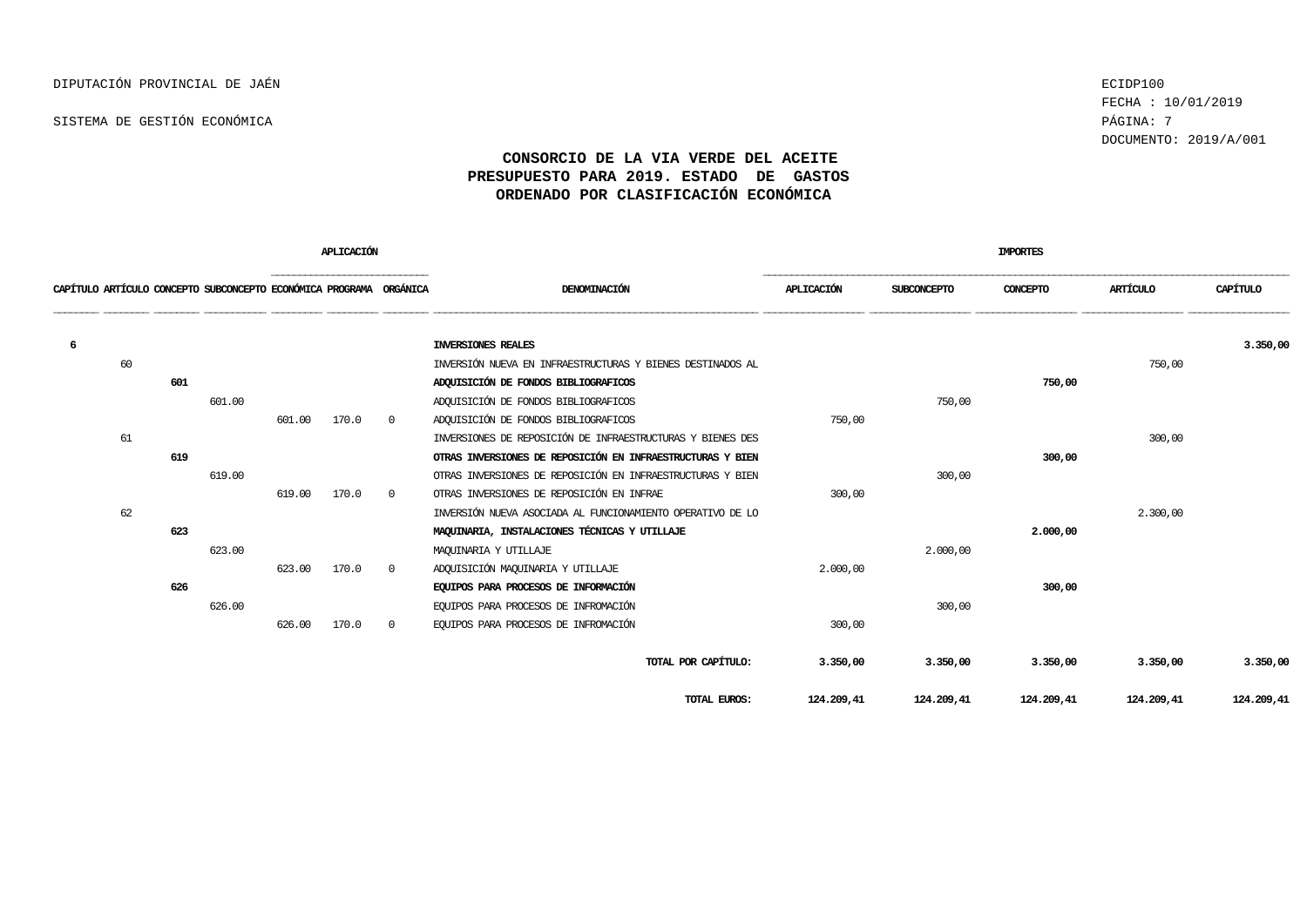DIPUTACIÓN PROVINCIAL DE JAÉN

SISTEMA DE GESTIÓN ECONÓMICA

ECIDP100
FECHA : 10/01/2019
DOCUMENTO: 2019/A/001

# CONSORCIO DE LA VIA VERDE DEL ACEITE
## PRESUPUESTO PARA 2019. ESTADO DE GASTOS
## ORDENADO POR CLASIFICACIÓN ECONÓMICA

| CAPÍTULO | ARTÍCULO | CONCEPTO | SUBCONCEPTO | APLICACIÓN ECONÓMICA | APLICACIÓN PROGRAMA | APLICACIÓN ORGÁNICA | DENOMINACIÓN | IMPORTES APLICACIÓN | IMPORTES SUBCONCEPTO | IMPORTES CONCEPTO | IMPORTES ARTÍCULO | IMPORTES CAPÍTULO |
|---|---|---|---|---|---|---|---|---|---|---|---|---|
| **6** | | | | | | | **INVERSIONES REALES** | | | | | **3.350,00** |
| | 60 | | | | | | INVERSIÓN NUEVA EN INFRAESTRUCTURAS Y BIENES DESTINADOS AL | | | | 750,00 | |
| | | **601** | | | | | **ADQUISICIÓN DE FONDOS BIBLIOGRAFICOS** | | | **750,00** | | |
| | | | 601.00 | | | | ADQUISICIÓN DE FONDOS BIBLIOGRAFICOS | | 750,00 | | | |
| | | | | 601.00 | 170.0 | 0 | ADQUISICIÓN DE FONDOS BIBLIOGRAFICOS | 750,00 | | | | |
| | 61 | | | | | | INVERSIONES DE REPOSICIÓN DE INFRAESTRUCTURAS Y BIENES DES | | | | 300,00 | |
| | | **619** | | | | | **OTRAS INVERSIONES DE REPOSICIÓN EN INFRAESTRUCTURAS Y BIEN** | | | **300,00** | | |
| | | | 619.00 | | | | OTRAS INVERSIONES DE REPOSICIÓN EN INFRAESTRUCTURAS Y BIEN | | 300,00 | | | |
| | | | | 619.00 | 170.0 | 0 | OTRAS INVERSIONES DE REPOSICIÓN EN INFRAE | 300,00 | | | | |
| | 62 | | | | | | INVERSIÓN NUEVA ASOCIADA AL FUNCIONAMIENTO OPERATIVO DE LO | | | | 2.300,00 | |
| | | **623** | | | | | **MAQUINARIA, INSTALACIONES TÉCNICAS Y UTILLAJE** | | | **2.000,00** | | |
| | | | 623.00 | | | | MAQUINARIA Y UTILLAJE | | 2.000,00 | | | |
| | | | | 623.00 | 170.0 | 0 | ADQUISICIÓN MAQUINARIA Y UTILLAJE | 2.000,00 | | | | |
| | | **626** | | | | | **EQUIPOS PARA PROCESOS DE INFORMACIÓN** | | | **300,00** | | |
| | | | 626.00 | | | | EQUIPOS PARA PROCESOS DE INFROMACIÓN | | 300,00 | | | |
| | | | | 626.00 | 170.0 | 0 | EQUIPOS PARA PROCESOS DE INFROMACIÓN | 300,00 | | | | |
| | | | | | | | **TOTAL POR CAPÍTULO:** | **3.350,00** | **3.350,00** | **3.350,00** | **3.350,00** | **3.350,00** |
| | | | | | | | **TOTAL EUROS:** | **124.209,41** | **124.209,41** | **124.209,41** | **124.209,41** | **124.209,41** |